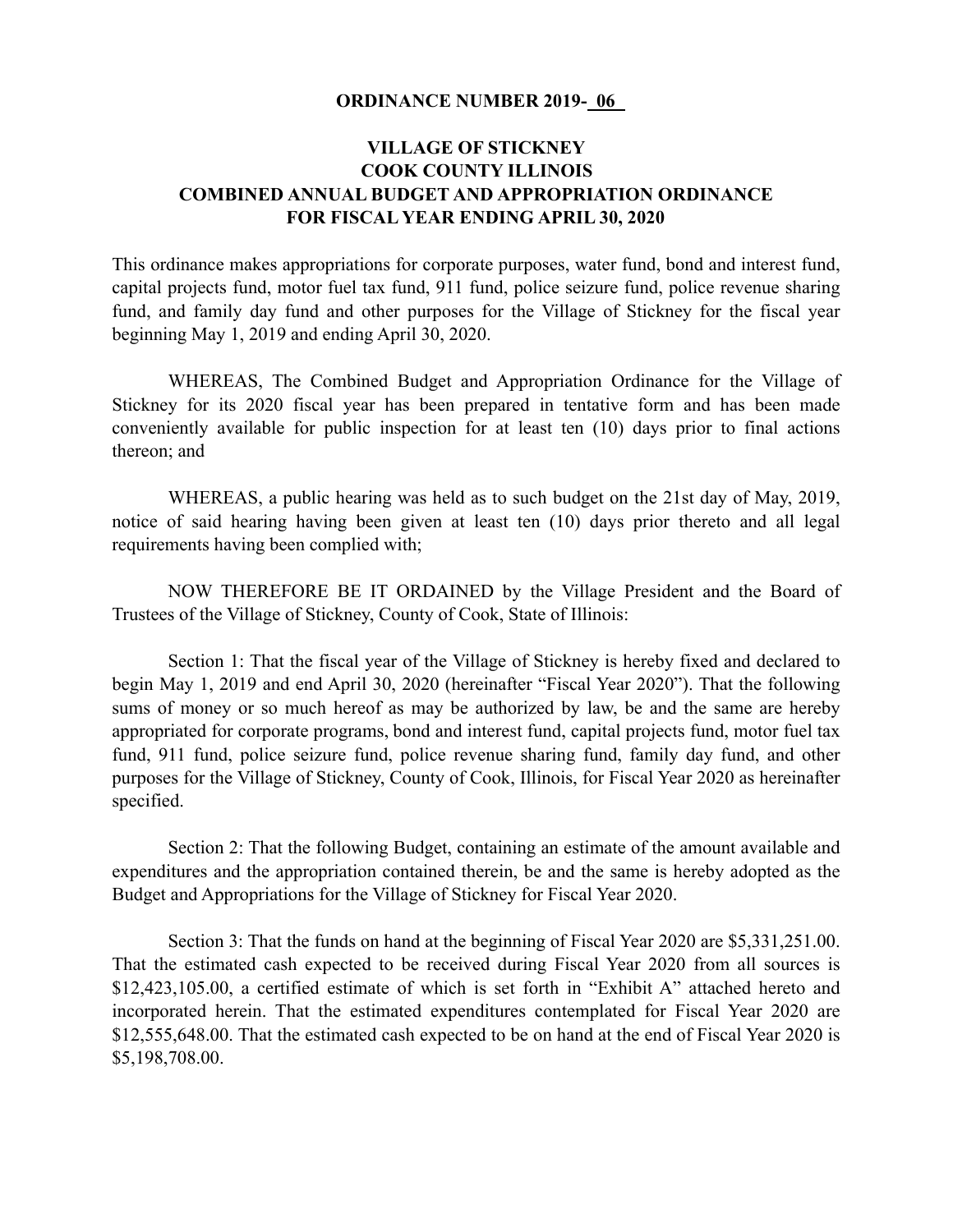**ORDINANCE NUMBER 2019- 06**

# VILLAGE OF STICKNEY
# COOK COUNTY ILLINOIS
# COMBINED ANNUAL BUDGET AND APPROPRIATION ORDINANCE
# FOR FISCAL YEAR ENDING APRIL 30, 2020

This ordinance makes appropriations for corporate purposes, water fund, bond and interest fund, capital projects fund, motor fuel tax fund, 911 fund, police seizure fund, police revenue sharing fund, and family day fund and other purposes for the Village of Stickney for the fiscal year beginning May 1, 2019 and ending April 30, 2020.

WHEREAS, The Combined Budget and Appropriation Ordinance for the Village of Stickney for its 2020 fiscal year has been prepared in tentative form and has been made conveniently available for public inspection for at least ten (10) days prior to final actions thereon; and

WHEREAS, a public hearing was held as to such budget on the 21st day of May, 2019, notice of said hearing having been given at least ten (10) days prior thereto and all legal requirements having been complied with;

NOW THEREFORE BE IT ORDAINED by the Village President and the Board of Trustees of the Village of Stickney, County of Cook, State of Illinois:

Section 1: That the fiscal year of the Village of Stickney is hereby fixed and declared to begin May 1, 2019 and end April 30, 2020 (hereinafter "Fiscal Year 2020"). That the following sums of money or so much hereof as may be authorized by law, be and the same are hereby appropriated for corporate programs, bond and interest fund, capital projects fund, motor fuel tax fund, 911 fund, police seizure fund, police revenue sharing fund, family day fund, and other purposes for the Village of Stickney, County of Cook, Illinois, for Fiscal Year 2020 as hereinafter specified.

Section 2: That the following Budget, containing an estimate of the amount available and expenditures and the appropriation contained therein, be and the same is hereby adopted as the Budget and Appropriations for the Village of Stickney for Fiscal Year 2020.

Section 3: That the funds on hand at the beginning of Fiscal Year 2020 are $5,331,251.00. That the estimated cash expected to be received during Fiscal Year 2020 from all sources is $12,423,105.00, a certified estimate of which is set forth in "Exhibit A" attached hereto and incorporated herein. That the estimated expenditures contemplated for Fiscal Year 2020 are $12,555,648.00. That the estimated cash expected to be on hand at the end of Fiscal Year 2020 is $5,198,708.00.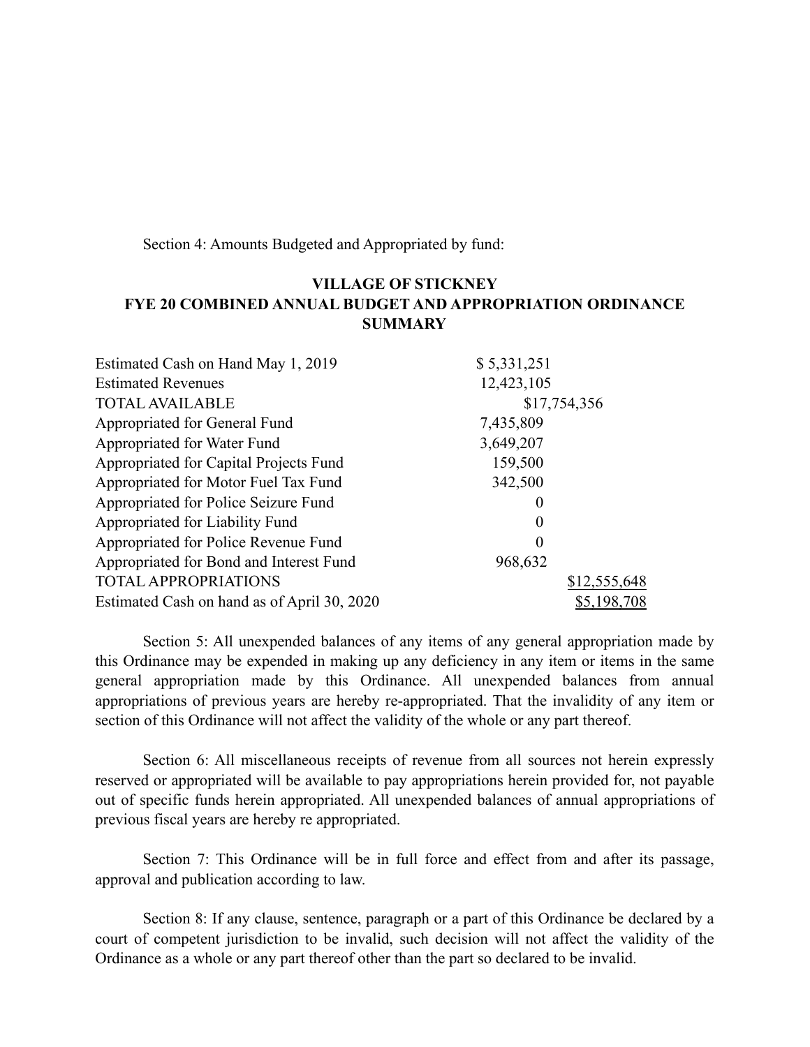Section 4: Amounts Budgeted and Appropriated by fund:

**VILLAGE OF STICKNEY**
**FYE 20 COMBINED ANNUAL BUDGET AND APPROPRIATION ORDINANCE SUMMARY**

| | | |
|---|---|---|
| Estimated Cash on Hand May 1, 2019 | $ 5,331,251 | |
| Estimated Revenues | 12,423,105 | |
| TOTAL AVAILABLE | | $17,754,356 |
| Appropriated for General Fund | 7,435,809 | |
| Appropriated for Water Fund | 3,649,207 | |
| Appropriated for Capital Projects Fund | 159,500 | |
| Appropriated for Motor Fuel Tax Fund | 342,500 | |
| Appropriated for Police Seizure Fund | 0 | |
| Appropriated for Liability Fund | 0 | |
| Appropriated for Police Revenue Fund | 0 | |
| Appropriated for Bond and Interest Fund | 968,632 | |
| TOTAL APPROPRIATIONS | | $12,555,648 |
| Estimated Cash on hand as of April 30, 2020 | | $5,198,708 |

Section 5: All unexpended balances of any items of any general appropriation made by this Ordinance may be expended in making up any deficiency in any item or items in the same general appropriation made by this Ordinance. All unexpended balances from annual appropriations of previous years are hereby re-appropriated. That the invalidity of any item or section of this Ordinance will not affect the validity of the whole or any part thereof.

Section 6: All miscellaneous receipts of revenue from all sources not herein expressly reserved or appropriated will be available to pay appropriations herein provided for, not payable out of specific funds herein appropriated. All unexpended balances of annual appropriations of previous fiscal years are hereby re appropriated.

Section 7: This Ordinance will be in full force and effect from and after its passage, approval and publication according to law.

Section 8: If any clause, sentence, paragraph or a part of this Ordinance be declared by a court of competent jurisdiction to be invalid, such decision will not affect the validity of the Ordinance as a whole or any part thereof other than the part so declared to be invalid.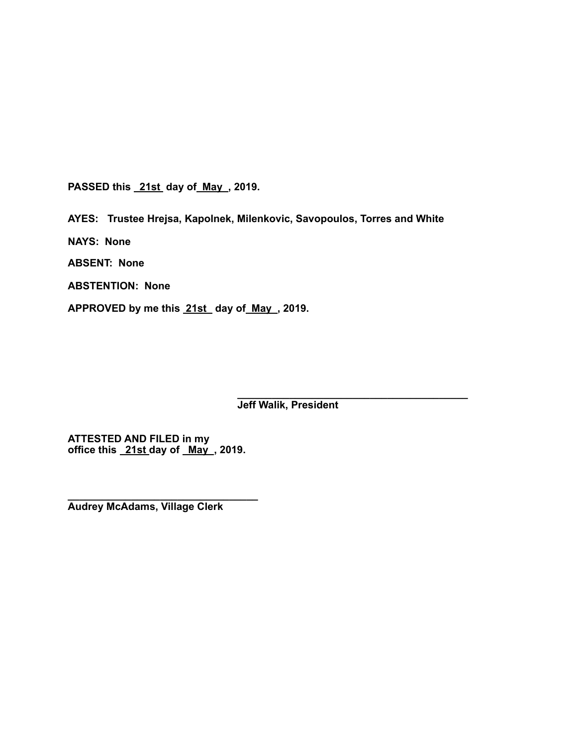**PASSED this 21st day of May , 2019.**

**AYES: Trustee Hrejsa, Kapolnek, Milenkovic, Savopoulos, Torres and White**

**NAYS: None**

**ABSENT: None**

**ABSTENTION: None**

**APPROVED by me this 21st day of May , 2019.**

\_\_\_\_\_\_\_\_\_\_\_\_\_\_\_\_\_\_\_\_\_\_\_\_\_\_\_\_\_\_\_\_\_\_\_\_\_\_\_\_\_\_
**Jeff Walik, President**

**ATTESTED AND FILED in my**
**office this 21st day of May , 2019.**

\_\_\_\_\_\_\_\_\_\_\_\_\_\_\_\_\_\_\_\_\_\_\_\_\_\_\_\_\_\_\_\_\_\_\_
**Audrey McAdams, Village Clerk**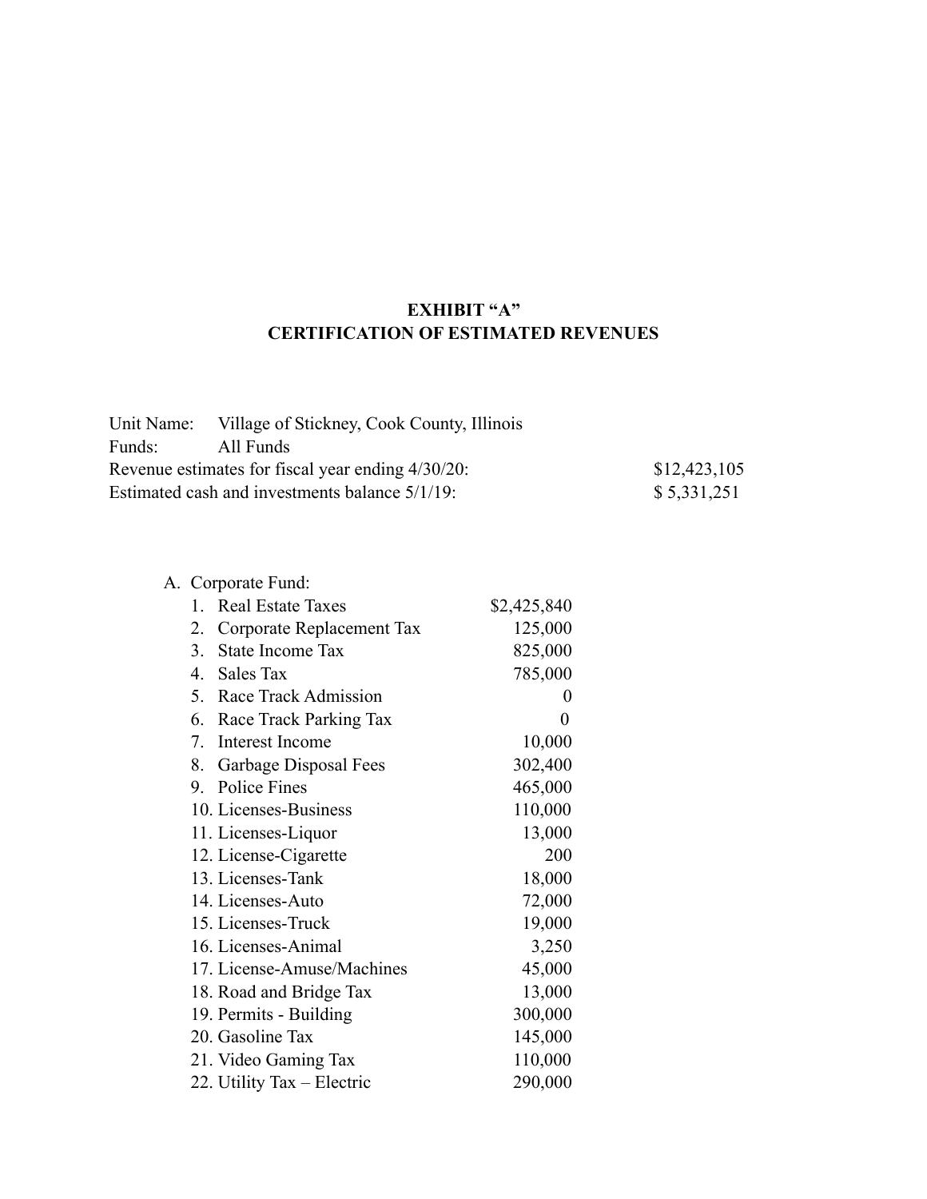# EXHIBIT "A"
## CERTIFICATION OF ESTIMATED REVENUES

| | | |
|---|---|---|
| Unit Name: | Village of Stickney, Cook County, Illinois | |
| Funds: | All Funds | |
| Revenue estimates for fiscal year ending 4/30/20: | | $12,423,105 |
| Estimated cash and investments balance 5/1/19: | | $ 5,331,251 |

A. Corporate Fund:

| | |
|---|---|
| 1. Real Estate Taxes | $2,425,840 |
| 2. Corporate Replacement Tax | 125,000 |
| 3. State Income Tax | 825,000 |
| 4. Sales Tax | 785,000 |
| 5. Race Track Admission | 0 |
| 6. Race Track Parking Tax | 0 |
| 7. Interest Income | 10,000 |
| 8. Garbage Disposal Fees | 302,400 |
| 9. Police Fines | 465,000 |
| 10. Licenses-Business | 110,000 |
| 11. Licenses-Liquor | 13,000 |
| 12. License-Cigarette | 200 |
| 13. Licenses-Tank | 18,000 |
| 14. Licenses-Auto | 72,000 |
| 15. Licenses-Truck | 19,000 |
| 16. Licenses-Animal | 3,250 |
| 17. License-Amuse/Machines | 45,000 |
| 18. Road and Bridge Tax | 13,000 |
| 19. Permits - Building | 300,000 |
| 20. Gasoline Tax | 145,000 |
| 21. Video Gaming Tax | 110,000 |
| 22. Utility Tax – Electric | 290,000 |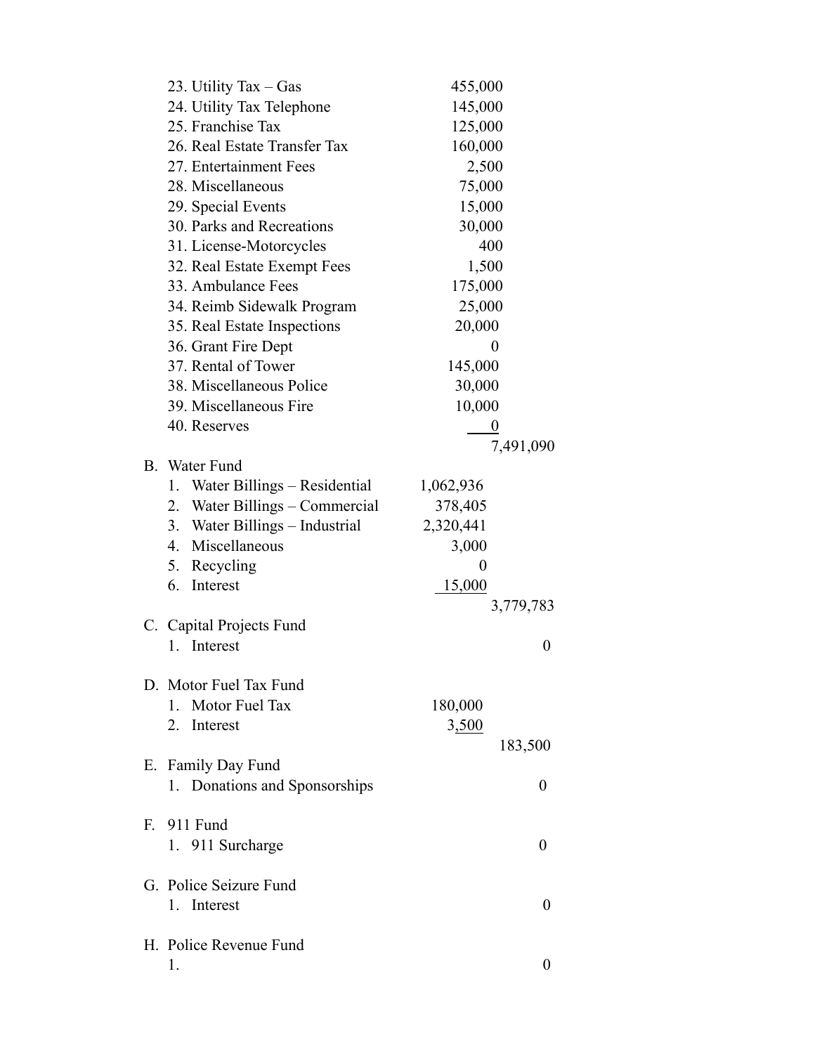| | | |
|---|---|---|
| 23. Utility Tax – Gas | 455,000 | |
| 24. Utility Tax Telephone | 145,000 | |
| 25. Franchise Tax | 125,000 | |
| 26. Real Estate Transfer Tax | 160,000 | |
| 27. Entertainment Fees | 2,500 | |
| 28. Miscellaneous | 75,000 | |
| 29. Special Events | 15,000 | |
| 30. Parks and Recreations | 30,000 | |
| 31. License-Motorcycles | 400 | |
| 32. Real Estate Exempt Fees | 1,500 | |
| 33. Ambulance Fees | 175,000 | |
| 34. Reimb Sidewalk Program | 25,000 | |
| 35. Real Estate Inspections | 20,000 | |
| 36. Grant Fire Dept | 0 | |
| 37. Rental of Tower | 145,000 | |
| 38. Miscellaneous Police | 30,000 | |
| 39. Miscellaneous Fire | 10,000 | |
| 40. Reserves | 0 | |
| | | 7,491,090 |

B. Water Fund

| | | |
|---|---|---|
| 1. Water Billings – Residential | 1,062,936 | |
| 2. Water Billings – Commercial | 378,405 | |
| 3. Water Billings – Industrial | 2,320,441 | |
| 4. Miscellaneous | 3,000 | |
| 5. Recycling | 0 | |
| 6. Interest | 15,000 | |
| | | 3,779,783 |

C. Capital Projects Fund

| | | |
|---|---|---|
| 1. Interest | | 0 |

D. Motor Fuel Tax Fund

| | | |
|---|---|---|
| 1. Motor Fuel Tax | 180,000 | |
| 2. Interest | 3,500 | |
| | | 183,500 |

E. Family Day Fund

| | | |
|---|---|---|
| 1. Donations and Sponsorships | | 0 |

F. 911 Fund

| | | |
|---|---|---|
| 1. 911 Surcharge | | 0 |

G. Police Seizure Fund

| | | |
|---|---|---|
| 1. Interest | | 0 |

H. Police Revenue Fund

| | | |
|---|---|---|
| 1. | | 0 |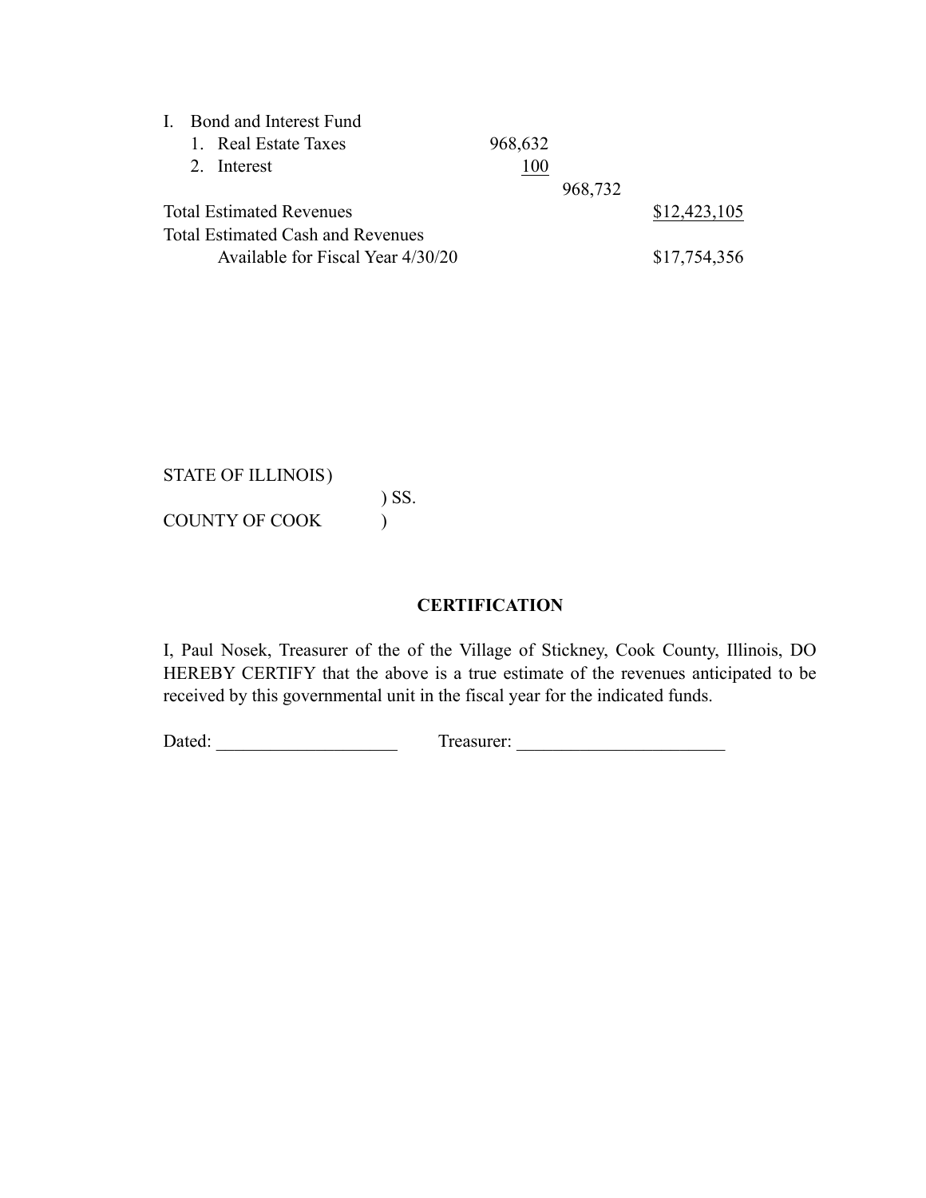| | | | |
|---|---|---|---|
| I. Bond and Interest Fund | | | |
| 1. Real Estate Taxes | 968,632 | | |
| 2. Interest | 100 | | |
| | | 968,732 | |
| Total Estimated Revenues | | | $12,423,105 |
| Total Estimated Cash and Revenues Available for Fiscal Year 4/30/20 | | | $17,754,356 |

STATE OF ILLINOIS )
) SS.
COUNTY OF COOK )

**CERTIFICATION**

I, Paul Nosek, Treasurer of the of the Village of Stickney, Cook County, Illinois, DO HEREBY CERTIFY that the above is a true estimate of the revenues anticipated to be received by this governmental unit in the fiscal year for the indicated funds.

Dated: ____________________ Treasurer: _______________________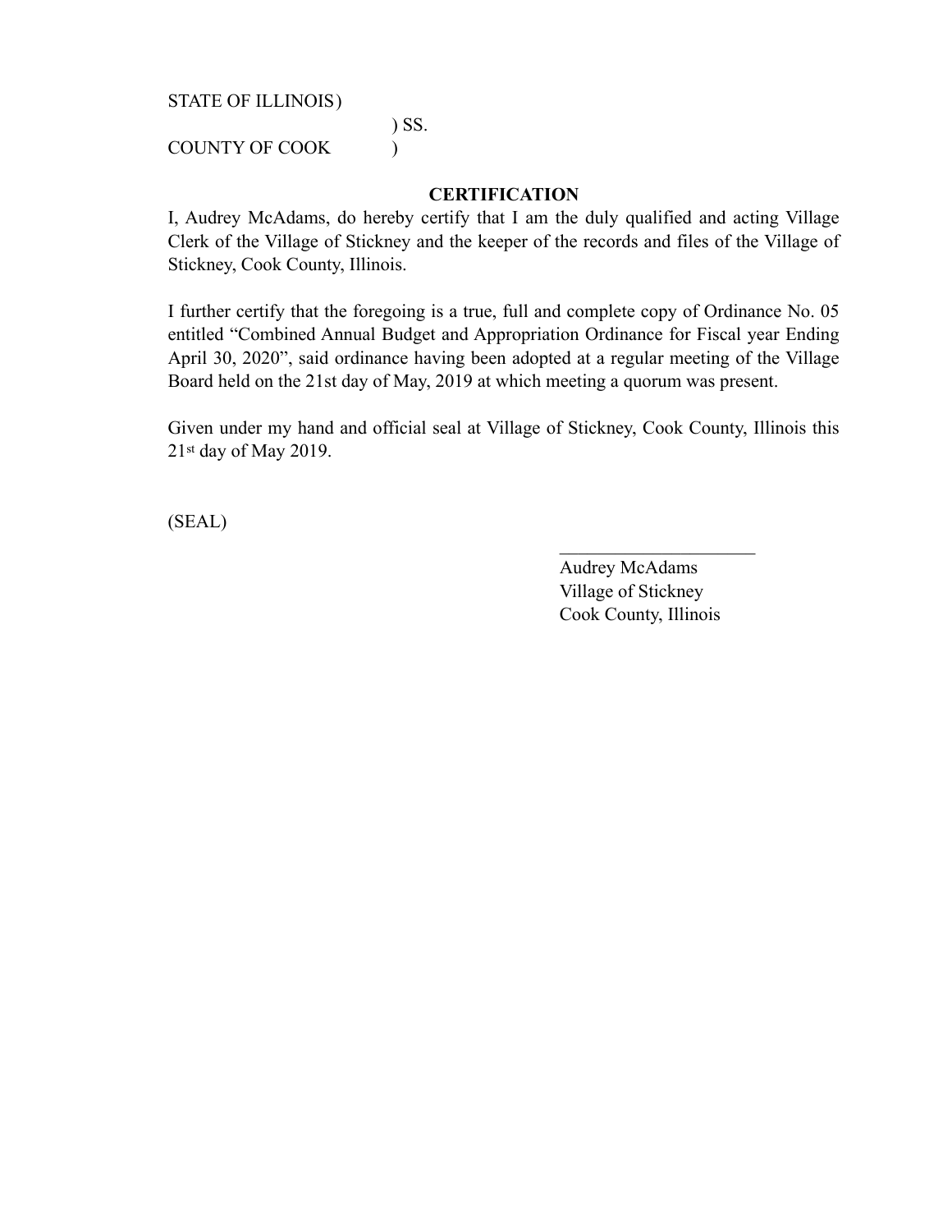STATE OF ILLINOIS )
) SS.
COUNTY OF COOK )

**CERTIFICATION**

I, Audrey McAdams, do hereby certify that I am the duly qualified and acting Village Clerk of the Village of Stickney and the keeper of the records and files of the Village of Stickney, Cook County, Illinois.

I further certify that the foregoing is a true, full and complete copy of Ordinance No. 05 entitled “Combined Annual Budget and Appropriation Ordinance for Fiscal year Ending April 30, 2020”, said ordinance having been adopted at a regular meeting of the Village Board held on the 21st day of May, 2019 at which meeting a quorum was present.

Given under my hand and official seal at Village of Stickney, Cook County, Illinois this 21st day of May 2019.

(SEAL)

\_\_\_\_\_\_\_\_\_\_\_\_\_\_\_\_\_\_\_\_\_\_

Audrey McAdams
Village of Stickney
Cook County, Illinois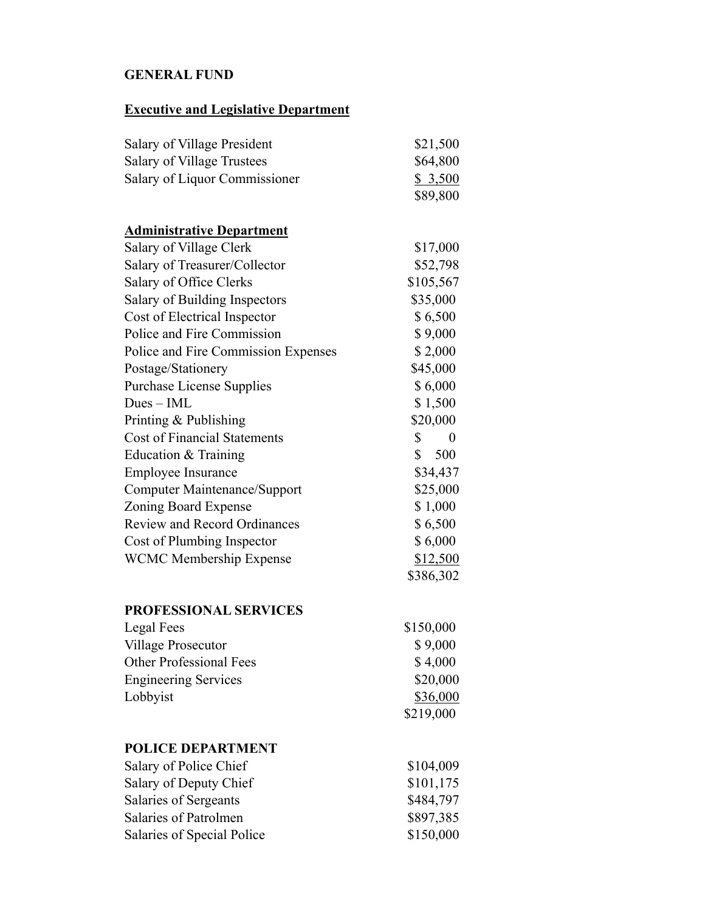**GENERAL FUND**

**Executive and Legislative Department**

| | |
|---|---|
| Salary of Village President | $21,500 |
| Salary of Village Trustees | $64,800 |
| Salary of Liquor Commissioner | $ 3,500 |
| | $89,800 |

**Administrative Department**

| | |
|---|---|
| Salary of Village Clerk | $17,000 |
| Salary of Treasurer/Collector | $52,798 |
| Salary of Office Clerks | $105,567 |
| Salary of Building Inspectors | $35,000 |
| Cost of Electrical Inspector | $ 6,500 |
| Police and Fire Commission | $ 9,000 |
| Police and Fire Commission Expenses | $ 2,000 |
| Postage/Stationery | $45,000 |
| Purchase License Supplies | $ 6,000 |
| Dues – IML | $ 1,500 |
| Printing & Publishing | $20,000 |
| Cost of Financial Statements | $ 0 |
| Education & Training | $ 500 |
| Employee Insurance | $34,437 |
| Computer Maintenance/Support | $25,000 |
| Zoning Board Expense | $ 1,000 |
| Review and Record Ordinances | $ 6,500 |
| Cost of Plumbing Inspector | $ 6,000 |
| WCMC Membership Expense | $12,500 |
| | $386,302 |

**PROFESSIONAL SERVICES**

| | |
|---|---|
| Legal Fees | $150,000 |
| Village Prosecutor | $ 9,000 |
| Other Professional Fees | $ 4,000 |
| Engineering Services | $20,000 |
| Lobbyist | $36,000 |
| | $219,000 |

**POLICE DEPARTMENT**

| | |
|---|---|
| Salary of Police Chief | $104,009 |
| Salary of Deputy Chief | $101,175 |
| Salaries of Sergeants | $484,797 |
| Salaries of Patrolmen | $897,385 |
| Salaries of Special Police | $150,000 |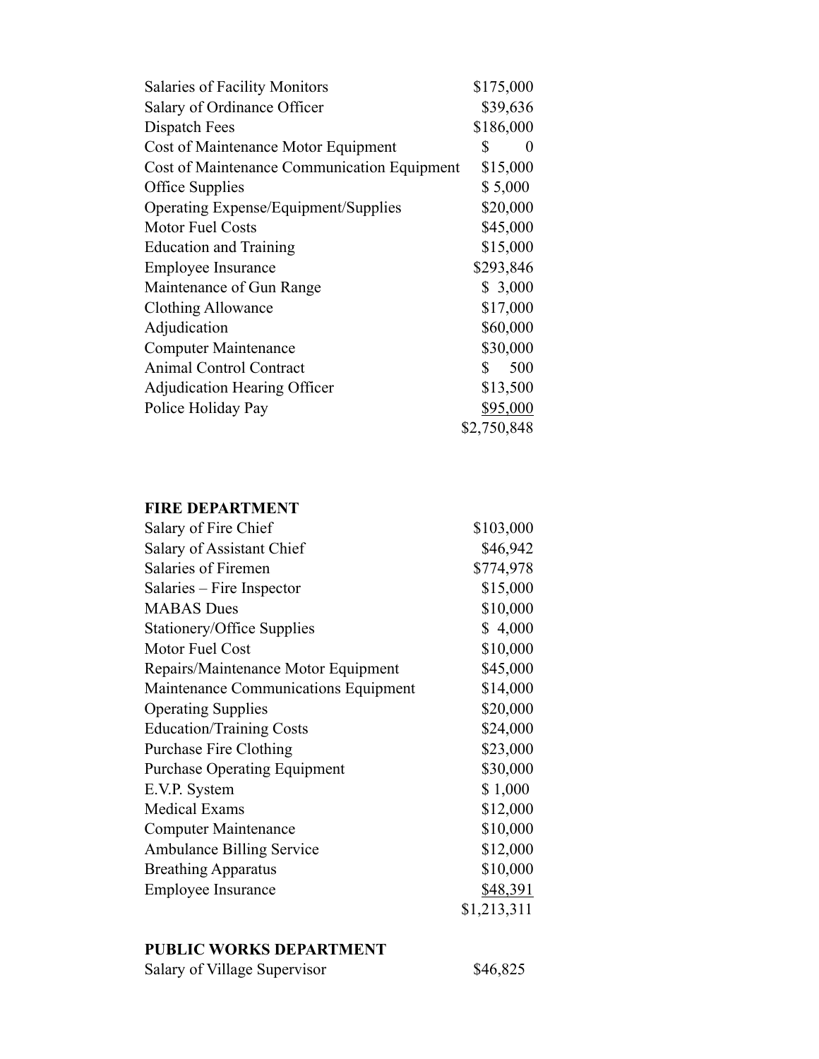| | |
|---|---|
| Salaries of Facility Monitors | $175,000 |
| Salary of Ordinance Officer | $39,636 |
| Dispatch Fees | $186,000 |
| Cost of Maintenance Motor Equipment | $ 0 |
| Cost of Maintenance Communication Equipment | $15,000 |
| Office Supplies | $ 5,000 |
| Operating Expense/Equipment/Supplies | $20,000 |
| Motor Fuel Costs | $45,000 |
| Education and Training | $15,000 |
| Employee Insurance | $293,846 |
| Maintenance of Gun Range | $ 3,000 |
| Clothing Allowance | $17,000 |
| Adjudication | $60,000 |
| Computer Maintenance | $30,000 |
| Animal Control Contract | $ 500 |
| Adjudication Hearing Officer | $13,500 |
| Police Holiday Pay | $95,000 |
| | $2,750,848 |

**FIRE DEPARTMENT**

| | |
|---|---|
| Salary of Fire Chief | $103,000 |
| Salary of Assistant Chief | $46,942 |
| Salaries of Firemen | $774,978 |
| Salaries – Fire Inspector | $15,000 |
| MABAS Dues | $10,000 |
| Stationery/Office Supplies | $ 4,000 |
| Motor Fuel Cost | $10,000 |
| Repairs/Maintenance Motor Equipment | $45,000 |
| Maintenance Communications Equipment | $14,000 |
| Operating Supplies | $20,000 |
| Education/Training Costs | $24,000 |
| Purchase Fire Clothing | $23,000 |
| Purchase Operating Equipment | $30,000 |
| E.V.P. System | $ 1,000 |
| Medical Exams | $12,000 |
| Computer Maintenance | $10,000 |
| Ambulance Billing Service | $12,000 |
| Breathing Apparatus | $10,000 |
| Employee Insurance | $48,391 |
| | $1,213,311 |

**PUBLIC WORKS DEPARTMENT**

| | |
|---|---|
| Salary of Village Supervisor | $46,825 |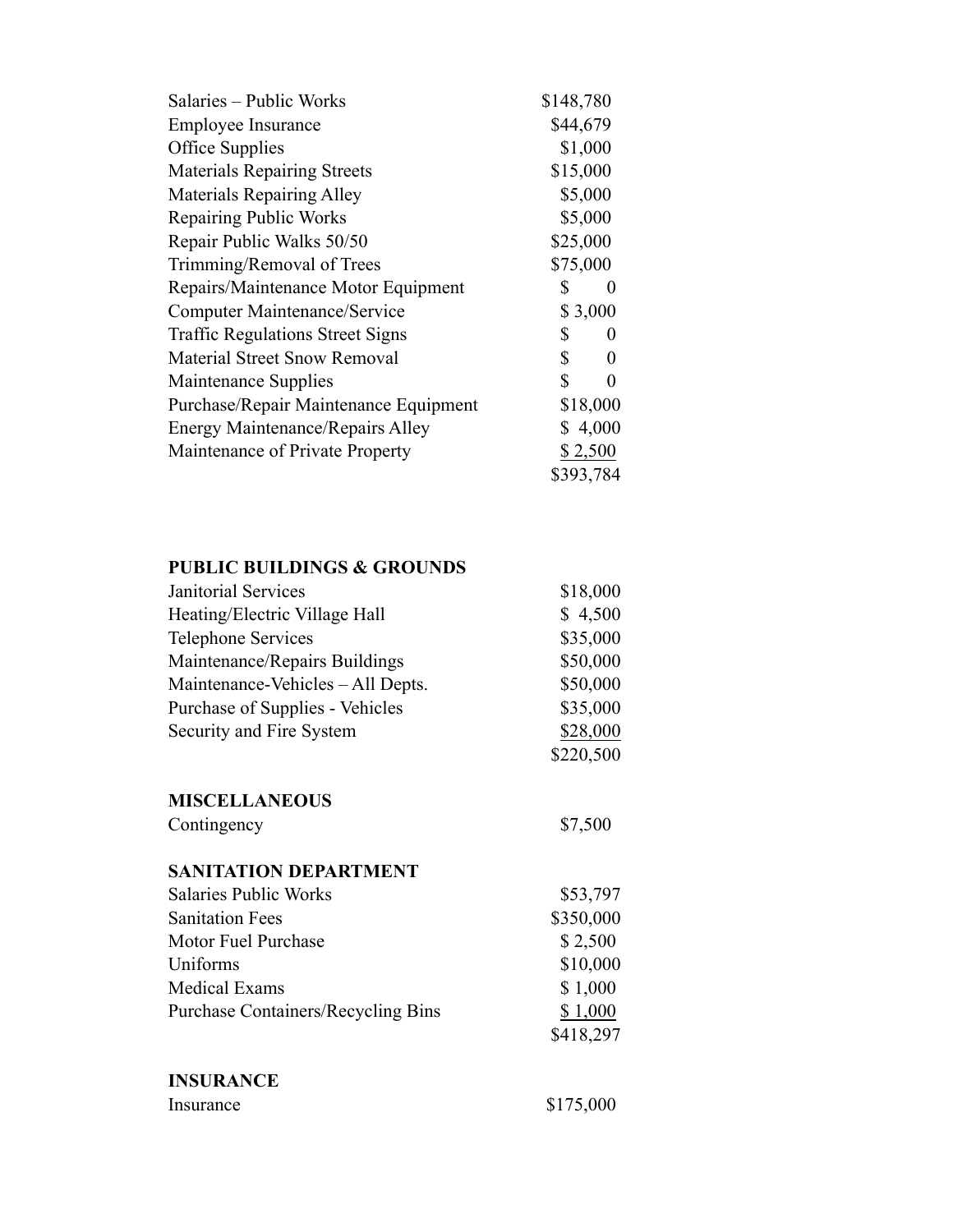| | |
|---|---|
| Salaries – Public Works | $148,780 |
| Employee Insurance | $44,679 |
| Office Supplies | $1,000 |
| Materials Repairing Streets | $15,000 |
| Materials Repairing Alley | $5,000 |
| Repairing Public Works | $5,000 |
| Repair Public Walks 50/50 | $25,000 |
| Trimming/Removal of Trees | $75,000 |
| Repairs/Maintenance Motor Equipment | $ 0 |
| Computer Maintenance/Service | $ 3,000 |
| Traffic Regulations Street Signs | $ 0 |
| Material Street Snow Removal | $ 0 |
| Maintenance Supplies | $ 0 |
| Purchase/Repair Maintenance Equipment | $18,000 |
| Energy Maintenance/Repairs Alley | $ 4,000 |
| Maintenance of Private Property | $ 2,500 |
| | $393,784 |

**PUBLIC BUILDINGS & GROUNDS**

| | |
|---|---|
| Janitorial Services | $18,000 |
| Heating/Electric Village Hall | $ 4,500 |
| Telephone Services | $35,000 |
| Maintenance/Repairs Buildings | $50,000 |
| Maintenance-Vehicles – All Depts. | $50,000 |
| Purchase of Supplies - Vehicles | $35,000 |
| Security and Fire System | $28,000 |
| | $220,500 |

**MISCELLANEOUS**

| | |
|---|---|
| Contingency | $7,500 |

**SANITATION DEPARTMENT**

| | |
|---|---|
| Salaries Public Works | $53,797 |
| Sanitation Fees | $350,000 |
| Motor Fuel Purchase | $ 2,500 |
| Uniforms | $10,000 |
| Medical Exams | $ 1,000 |
| Purchase Containers/Recycling Bins | $ 1,000 |
| | $418,297 |

**INSURANCE**

| | |
|---|---|
| Insurance | $175,000 |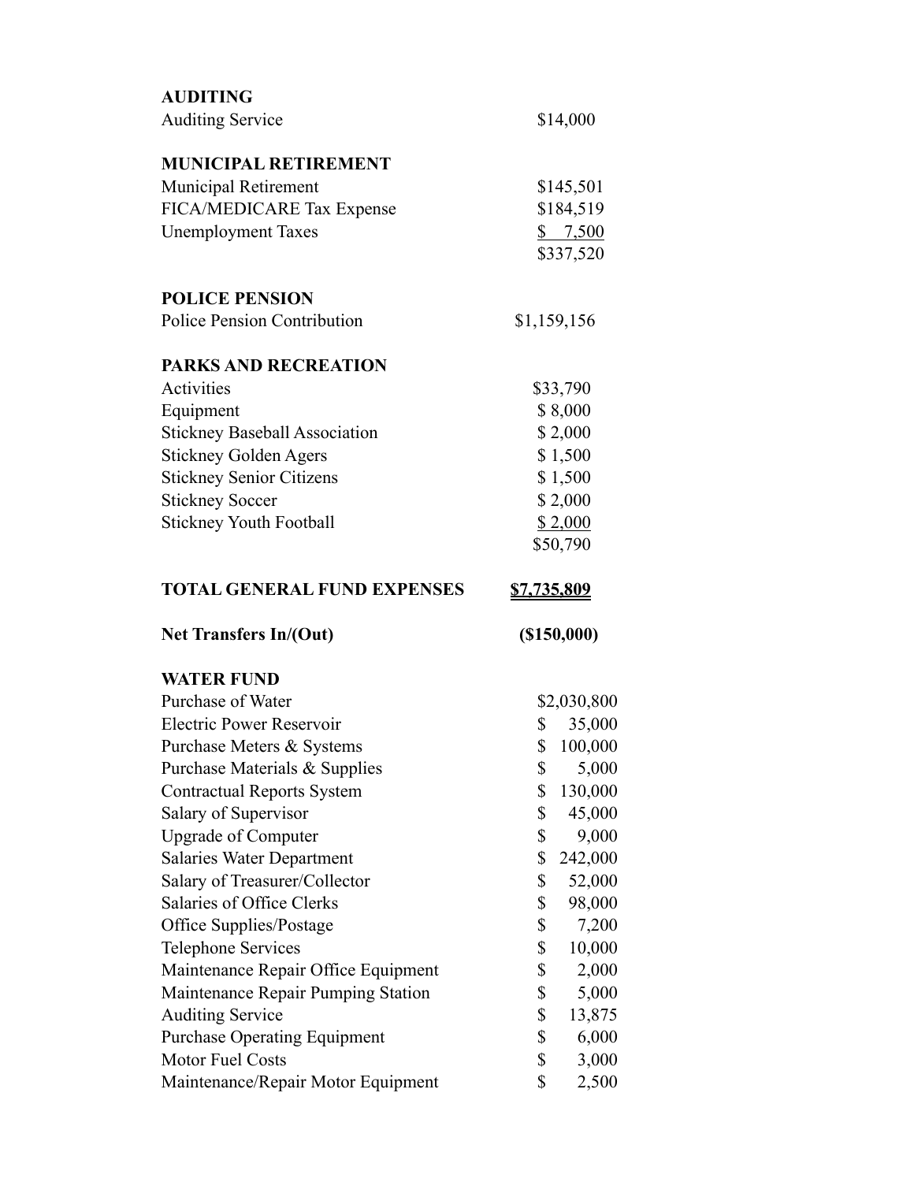**AUDITING**

| | |
|---|---|
| Auditing Service | $14,000 |

**MUNICIPAL RETIREMENT**

| | |
|---|---|
| Municipal Retirement | $145,501 |
| FICA/MEDICARE Tax Expense | $184,519 |
| Unemployment Taxes | $ 7,500 |
| | $337,520 |

**POLICE PENSION**

| | |
|---|---|
| Police Pension Contribution | $1,159,156 |

**PARKS AND RECREATION**

| | |
|---|---|
| Activities | $33,790 |
| Equipment | $ 8,000 |
| Stickney Baseball Association | $ 2,000 |
| Stickney Golden Agers | $ 1,500 |
| Stickney Senior Citizens | $ 1,500 |
| Stickney Soccer | $ 2,000 |
| Stickney Youth Football | $ 2,000 |
| | $50,790 |

| | |
|---|---|
| **TOTAL GENERAL FUND EXPENSES** | **$7,735,809** |
| **Net Transfers In/(Out)** | **($150,000)** |

**WATER FUND**

| | |
|---|---|
| Purchase of Water | $2,030,800 |
| Electric Power Reservoir | $ 35,000 |
| Purchase Meters & Systems | $ 100,000 |
| Purchase Materials & Supplies | $ 5,000 |
| Contractual Reports System | $ 130,000 |
| Salary of Supervisor | $ 45,000 |
| Upgrade of Computer | $ 9,000 |
| Salaries Water Department | $ 242,000 |
| Salary of Treasurer/Collector | $ 52,000 |
| Salaries of Office Clerks | $ 98,000 |
| Office Supplies/Postage | $ 7,200 |
| Telephone Services | $ 10,000 |
| Maintenance Repair Office Equipment | $ 2,000 |
| Maintenance Repair Pumping Station | $ 5,000 |
| Auditing Service | $ 13,875 |
| Purchase Operating Equipment | $ 6,000 |
| Motor Fuel Costs | $ 3,000 |
| Maintenance/Repair Motor Equipment | $ 2,500 |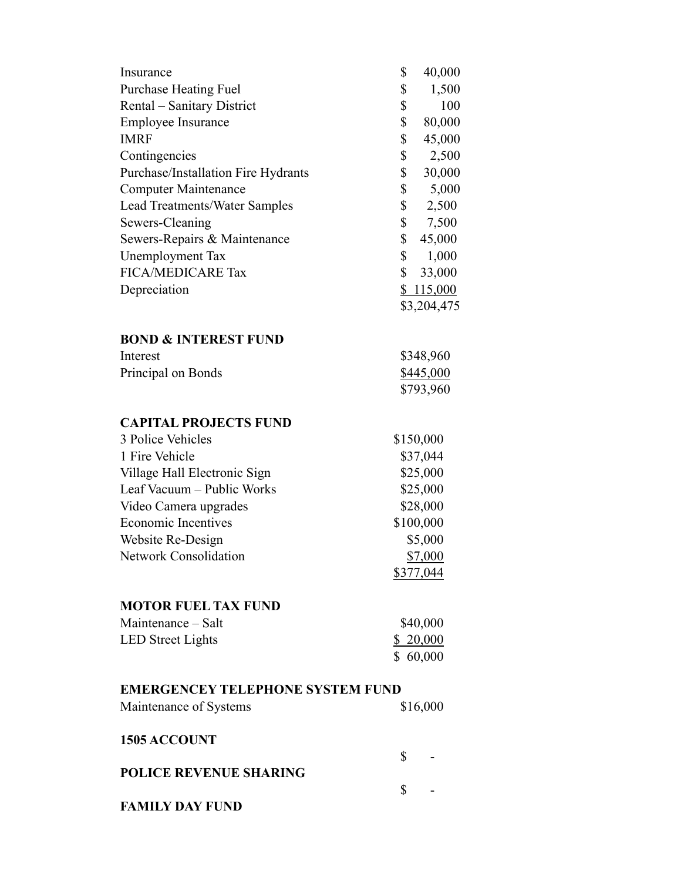| | |
|---|---|
| Insurance | $ 40,000 |
| Purchase Heating Fuel | $ 1,500 |
| Rental – Sanitary District | $ 100 |
| Employee Insurance | $ 80,000 |
| IMRF | $ 45,000 |
| Contingencies | $ 2,500 |
| Purchase/Installation Fire Hydrants | $ 30,000 |
| Computer Maintenance | $ 5,000 |
| Lead Treatments/Water Samples | $ 2,500 |
| Sewers-Cleaning | $ 7,500 |
| Sewers-Repairs & Maintenance | $ 45,000 |
| Unemployment Tax | $ 1,000 |
| FICA/MEDICARE Tax | $ 33,000 |
| Depreciation | $ 115,000 |
| | $3,204,475 |

**BOND & INTEREST FUND**

| | |
|---|---|
| Interest | $348,960 |
| Principal on Bonds | $445,000 |
| | $793,960 |

**CAPITAL PROJECTS FUND**

| | |
|---|---|
| 3 Police Vehicles | $150,000 |
| 1 Fire Vehicle | $37,044 |
| Village Hall Electronic Sign | $25,000 |
| Leaf Vacuum – Public Works | $25,000 |
| Video Camera upgrades | $28,000 |
| Economic Incentives | $100,000 |
| Website Re-Design | $5,000 |
| Network Consolidation | $7,000 |
| | $377,044 |

**MOTOR FUEL TAX FUND**

| | |
|---|---|
| Maintenance – Salt | $40,000 |
| LED Street Lights | $ 20,000 |
| | $ 60,000 |

**EMERGENCEY TELEPHONE SYSTEM FUND**

| | |
|---|---|
| Maintenance of Systems | $16,000 |

**1505 ACCOUNT**

$ -

**POLICE REVENUE SHARING**

$ -

**FAMILY DAY FUND**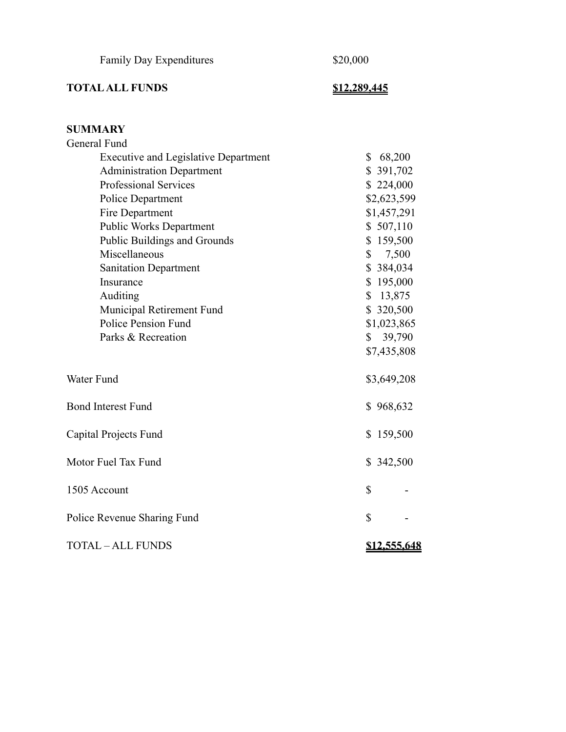| | |
|---|---|
| Family Day Expenditures | \$20,000 |
| **TOTAL ALL FUNDS** | **\$12,289,445** |

**SUMMARY**

| | |
|---|---|
| General Fund | |
| Executive and Legislative Department | \$ 68,200 |
| Administration Department | \$ 391,702 |
| Professional Services | \$ 224,000 |
| Police Department | \$2,623,599 |
| Fire Department | \$1,457,291 |
| Public Works Department | \$ 507,110 |
| Public Buildings and Grounds | \$ 159,500 |
| Miscellaneous | \$ 7,500 |
| Sanitation Department | \$ 384,034 |
| Insurance | \$ 195,000 |
| Auditing | \$ 13,875 |
| Municipal Retirement Fund | \$ 320,500 |
| Police Pension Fund | \$1,023,865 |
| Parks & Recreation | \$ 39,790 |
| | \$7,435,808 |
| Water Fund | \$3,649,208 |
| Bond Interest Fund | \$ 968,632 |
| Capital Projects Fund | \$ 159,500 |
| Motor Fuel Tax Fund | \$ 342,500 |
| 1505 Account | \$ - |
| Police Revenue Sharing Fund | \$ - |
| TOTAL – ALL FUNDS | **\$12,555,648** |